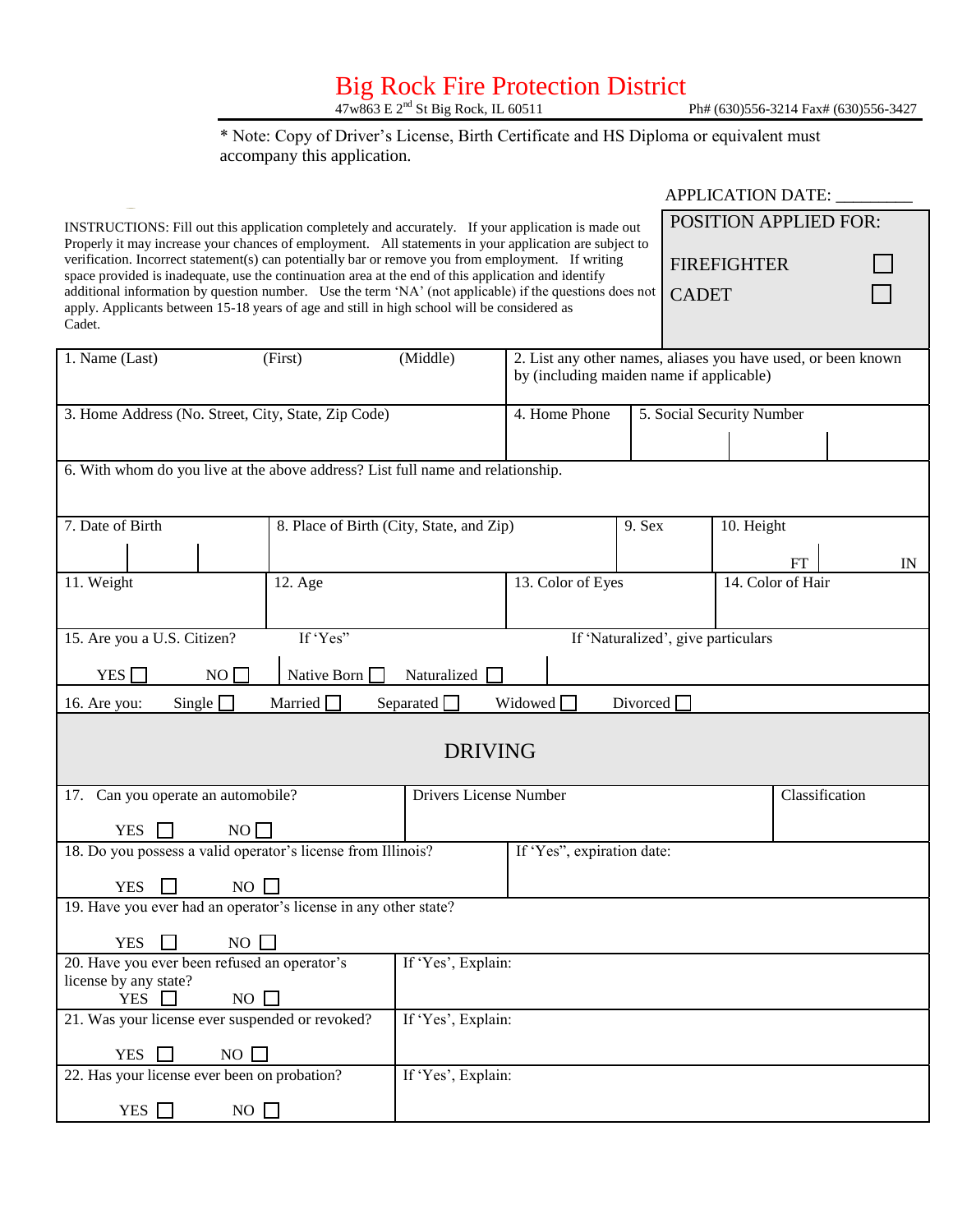# Big Rock Fire Protection District

47w863 E 2nd St Big Rock, IL 60511 Ph# (630)556-3214 Fax# (630)556-3427

\* Note: Copy of Driver's License, Birth Certificate and HS Diploma or equivalent must accompany this application.

APPLICATION DATE: _________

INSTRUCTIONS: Fill out this application completely and accurately. If your application is made out Properly it may increase your chances of employment. All statements in your application are subject to verification. Incorrect statement(s) can potentially bar or remove you from employment. If writing space provided is inadequate, use the continuation area at the end of this application and identify additional information by question number. Use the term 'NA' (not applicable) if the questions does not apply. Applicants between 15-18 years of age and still in high school will be considered as Cadet.

**POSITION APPLIED FOR:**

- FIREFIGHTER ☐
- CADET ☐

| | | |
|---|---|---|
| 1. Name (Last) (First) (Middle) | 2. List any other names, aliases you have used, or been known by (including maiden name if applicable) | |
| 3. Home Address (No. Street, City, State, Zip Code) | 4. Home Phone | 5. Social Security Number |
| 6. With whom do you live at the above address? List full name and relationship. | | |

| | | | |
|---|---|---|---|
| 7. Date of Birth | 8. Place of Birth (City, State, and Zip) | 9. Sex | 10. Height FT IN |
| 11. Weight | 12. Age | 13. Color of Eyes | 14. Color of Hair |

15. Are you a U.S. Citizen? YES ☐ NO ☐ | If 'Yes" Native Born ☐ Naturalized ☐ | If 'Naturalized', give particulars

16. Are you: Single ☐ Married ☐ Separated ☐ Widowed ☐ Divorced ☐

## DRIVING

| | | |
|---|---|---|
| 17. Can you operate an automobile? YES ☐ NO ☐ | Drivers License Number | Classification |
| 18. Do you possess a valid operator's license from Illinois? YES ☐ NO ☐ | If 'Yes", expiration date: | |
| 19. Have you ever had an operator's license in any other state? YES ☐ NO ☐ | | |
| 20. Have you ever been refused an operator's license by any state? YES ☐ NO ☐ | If 'Yes', Explain: | |
| 21. Was your license ever suspended or revoked? YES ☐ NO ☐ | If 'Yes', Explain: | |
| 22. Has your license ever been on probation? YES ☐ NO ☐ | If 'Yes', Explain: | |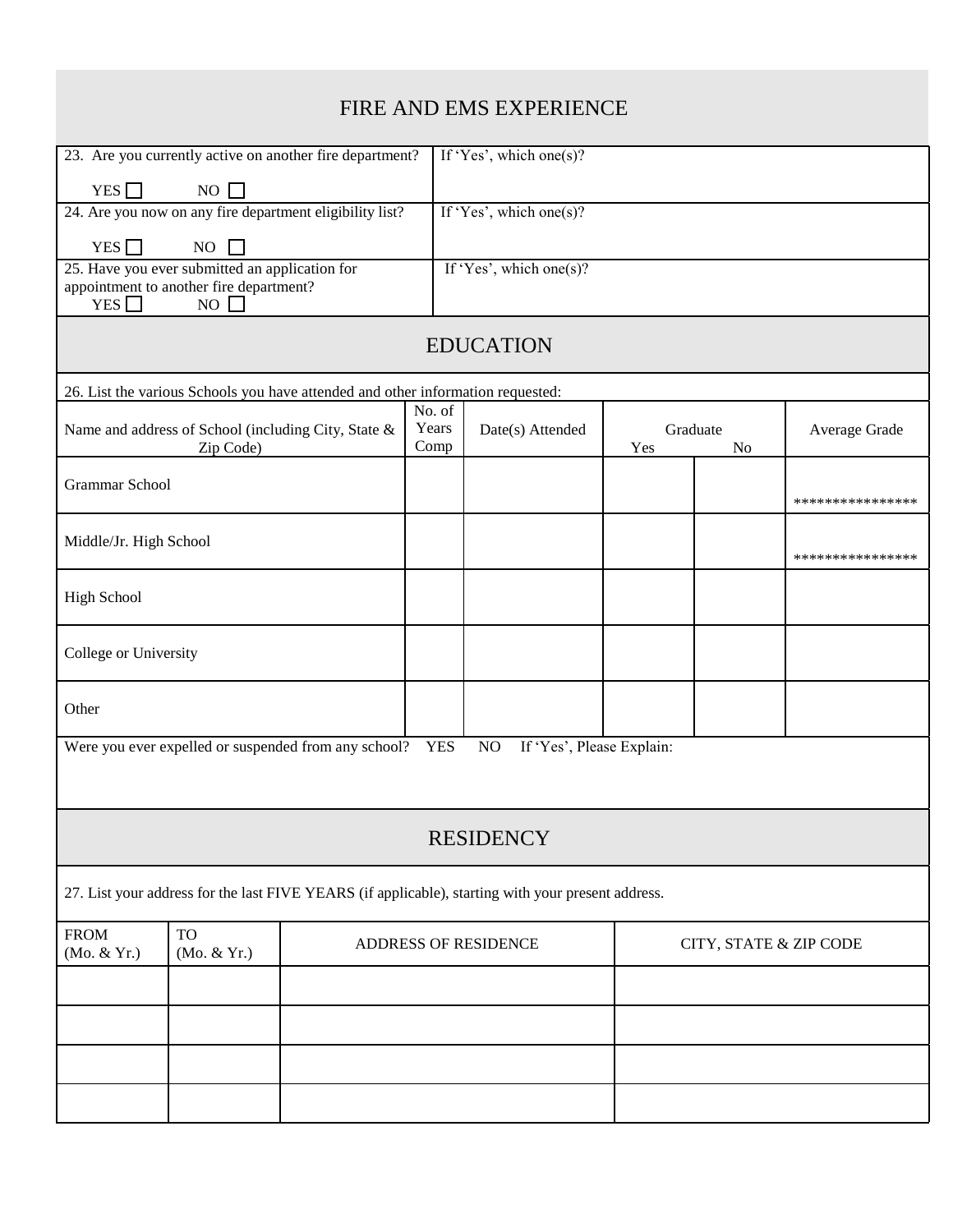## FIRE AND EMS EXPERIENCE

| | |
|---|---|
| 23. Are you currently active on another fire department? YES ☐ NO ☐ | If 'Yes', which one(s)? |
| 24. Are you now on any fire department eligibility list? YES ☐ NO ☐ | If 'Yes', which one(s)? |
| 25. Have you ever submitted an application for appointment to another fire department? YES ☐ NO ☐ | If 'Yes', which one(s)? |

## EDUCATION

26. List the various Schools you have attended and other information requested:

| Name and address of School (including City, State & Zip Code) | No. of Years Comp | Date(s) Attended | Graduate Yes | Graduate No | Average Grade |
|---|---|---|---|---|---|
| Grammar School | | | | | **************** |
| Middle/Jr. High School | | | | | **************** |
| High School | | | | | |
| College or University | | | | | |
| Other | | | | | |

Were you ever expelled or suspended from any school? YES NO If 'Yes', Please Explain:

## RESIDENCY

27. List your address for the last FIVE YEARS (if applicable), starting with your present address.

| FROM (Mo. & Yr.) | TO (Mo. & Yr.) | ADDRESS OF RESIDENCE | CITY, STATE & ZIP CODE |
|---|---|---|---|
| | | | |
| | | | |
| | | | |
| | | | |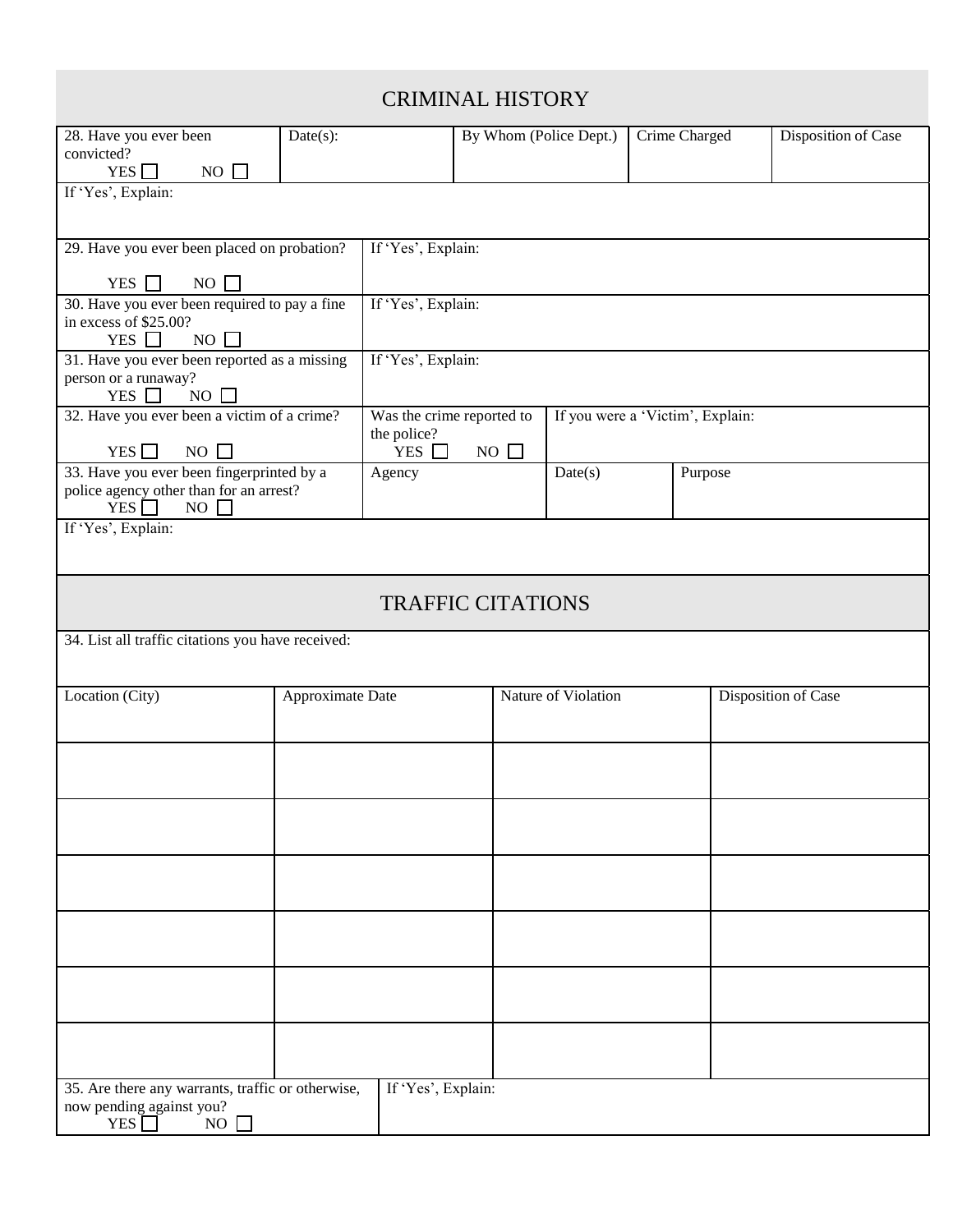## CRIMINAL HISTORY

| 28. Have you ever been convicted? YES ☐ NO ☐ | Date(s): | By Whom (Police Dept.) | Crime Charged | Disposition of Case |
|---|---|---|---|---|
| If 'Yes', Explain: | | | | |

| 29. Have you ever been placed on probation? YES ☐ NO ☐ | If 'Yes', Explain: |
|---|---|
| 30. Have you ever been required to pay a fine in excess of $25.00? YES ☐ NO ☐ | If 'Yes', Explain: |
| 31. Have you ever been reported as a missing person or a runaway? YES ☐ NO ☐ | If 'Yes', Explain: |

| 32. Have you ever been a victim of a crime? YES ☐ NO ☐ | Was the crime reported to the police? YES ☐ NO ☐ | If you were a 'Victim', Explain: |
|---|---|---|

| 33. Have you ever been fingerprinted by a police agency other than for an arrest? YES ☐ NO ☐ | Agency | Date(s) | Purpose |
|---|---|---|---|
| If 'Yes', Explain: | | | |

## TRAFFIC CITATIONS

34. List all traffic citations you have received:

| Location (City) | Approximate Date | Nature of Violation | Disposition of Case |
|---|---|---|---|
| | | | |
| | | | |
| | | | |
| | | | |
| | | | |
| | | | |

| 35. Are there any warrants, traffic or otherwise, now pending against you? YES ☐ NO ☐ | If 'Yes', Explain: |
|---|---|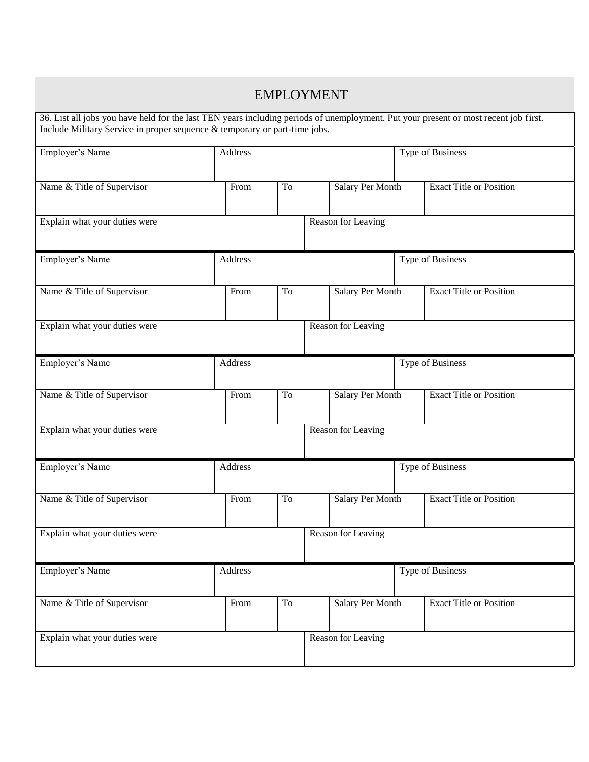## EMPLOYMENT

36. List all jobs you have held for the last TEN years including periods of unemployment. Put your present or most recent job first. Include Military Service in proper sequence & temporary or part-time jobs.

| Employer's Name | Address | | | Type of Business |
|---|---|---|---|---|
| | | | | |
| **Name & Title of Supervisor** | **From** | **To** | **Salary Per Month** | **Exact Title or Position** |
| | | | | |
| **Explain what your duties were** | | **Reason for Leaving** | | |
| | | | | |

| Employer's Name | Address | | | Type of Business |
|---|---|---|---|---|
| | | | | |
| **Name & Title of Supervisor** | **From** | **To** | **Salary Per Month** | **Exact Title or Position** |
| | | | | |
| **Explain what your duties were** | | **Reason for Leaving** | | |
| | | | | |

| Employer's Name | Address | | | Type of Business |
|---|---|---|---|---|
| | | | | |
| **Name & Title of Supervisor** | **From** | **To** | **Salary Per Month** | **Exact Title or Position** |
| | | | | |
| **Explain what your duties were** | | **Reason for Leaving** | | |
| | | | | |

| Employer's Name | Address | | | Type of Business |
|---|---|---|---|---|
| | | | | |
| **Name & Title of Supervisor** | **From** | **To** | **Salary Per Month** | **Exact Title or Position** |
| | | | | |
| **Explain what your duties were** | | **Reason for Leaving** | | |
| | | | | |

| Employer's Name | Address | | | Type of Business |
|---|---|---|---|---|
| | | | | |
| **Name & Title of Supervisor** | **From** | **To** | **Salary Per Month** | **Exact Title or Position** |
| | | | | |
| **Explain what your duties were** | | **Reason for Leaving** | | |
| | | | | |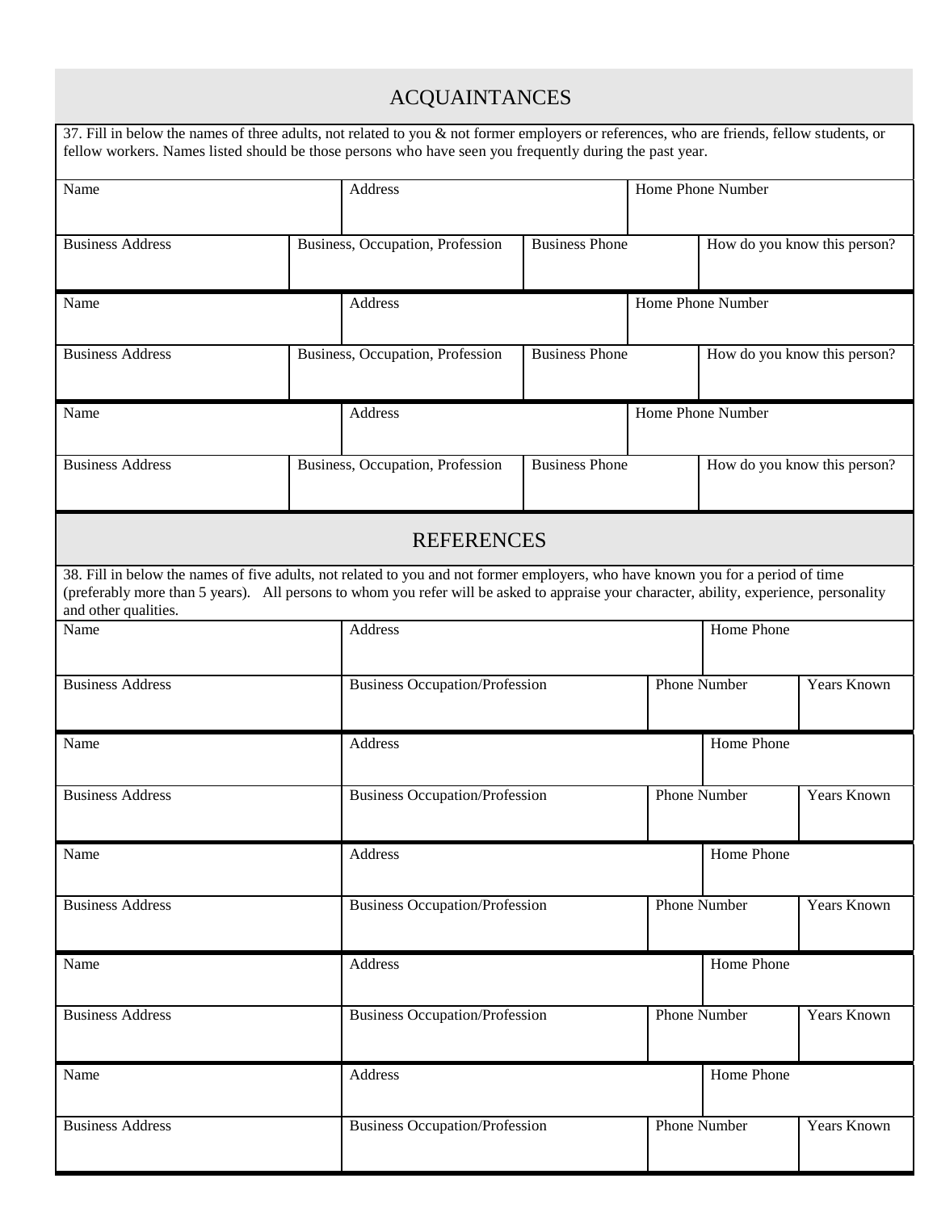## ACQUAINTANCES

37. Fill in below the names of three adults, not related to you & not former employers or references, who are friends, fellow students, or fellow workers. Names listed should be those persons who have seen you frequently during the past year.

| Name | Address | Home Phone Number | |
|---|---|---|---|
| | | | |
| **Business Address** | **Business, Occupation, Profession** | **Business Phone** | **How do you know this person?** |
| | | | |

| Name | Address | Home Phone Number | |
|---|---|---|---|
| | | | |
| **Business Address** | **Business, Occupation, Profession** | **Business Phone** | **How do you know this person?** |
| | | | |

| Name | Address | Home Phone Number | |
|---|---|---|---|
| | | | |
| **Business Address** | **Business, Occupation, Profession** | **Business Phone** | **How do you know this person?** |
| | | | |

## REFERENCES

38. Fill in below the names of five adults, not related to you and not former employers, who have known you for a period of time (preferably more than 5 years). All persons to whom you refer will be asked to appraise your character, ability, experience, personality and other qualities.

| Name | Address | Home Phone | |
|---|---|---|---|
| | | | |
| **Business Address** | **Business Occupation/Profession** | **Phone Number** | **Years Known** |
| | | | |

| Name | Address | Home Phone | |
|---|---|---|---|
| | | | |
| **Business Address** | **Business Occupation/Profession** | **Phone Number** | **Years Known** |
| | | | |

| Name | Address | Home Phone | |
|---|---|---|---|
| | | | |
| **Business Address** | **Business Occupation/Profession** | **Phone Number** | **Years Known** |
| | | | |

| Name | Address | Home Phone | |
|---|---|---|---|
| | | | |
| **Business Address** | **Business Occupation/Profession** | **Phone Number** | **Years Known** |
| | | | |

| Name | Address | Home Phone | |
|---|---|---|---|
| | | | |
| **Business Address** | **Business Occupation/Profession** | **Phone Number** | **Years Known** |
| | | | |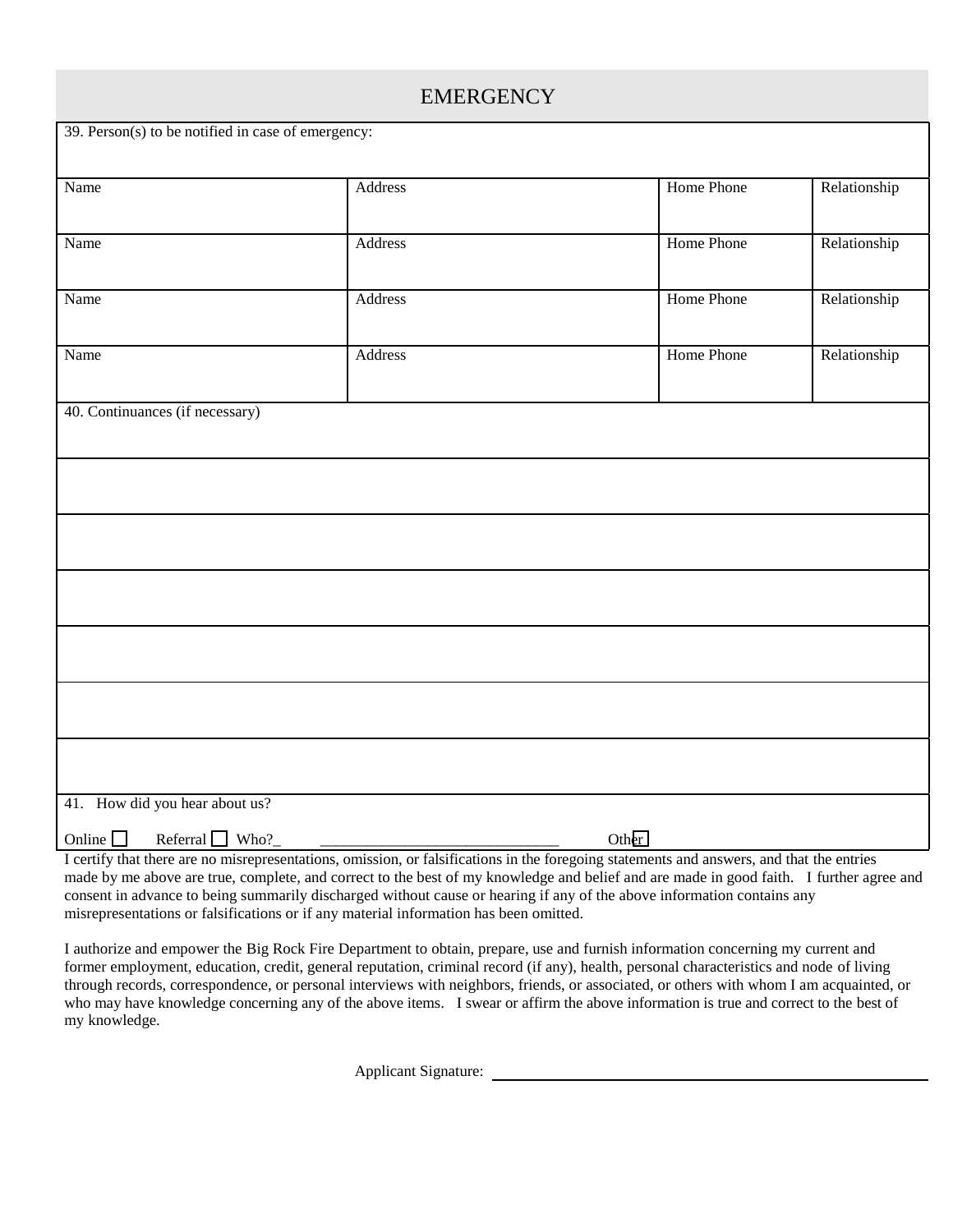## EMERGENCY

39. Person(s) to be notified in case of emergency:

| Name | Address | Home Phone | Relationship |
| --- | --- | --- | --- |
| Name | Address | Home Phone | Relationship |
| Name | Address | Home Phone | Relationship |
| Name | Address | Home Phone | Relationship |

40. Continuances (if necessary)

41. How did you hear about us?

Online ☐ Referral ☐ Who?_ ______________________________ Other ☐

I certify that there are no misrepresentations, omission, or falsifications in the foregoing statements and answers, and that the entries made by me above are true, complete, and correct to the best of my knowledge and belief and are made in good faith. I further agree and consent in advance to being summarily discharged without cause or hearing if any of the above information contains any misrepresentations or falsifications or if any material information has been omitted.

I authorize and empower the Big Rock Fire Department to obtain, prepare, use and furnish information concerning my current and former employment, education, credit, general reputation, criminal record (if any), health, personal characteristics and node of living through records, correspondence, or personal interviews with neighbors, friends, or associated, or others with whom I am acquainted, or who may have knowledge concerning any of the above items. I swear or affirm the above information is true and correct to the best of my knowledge.

Applicant Signature: ______________________________